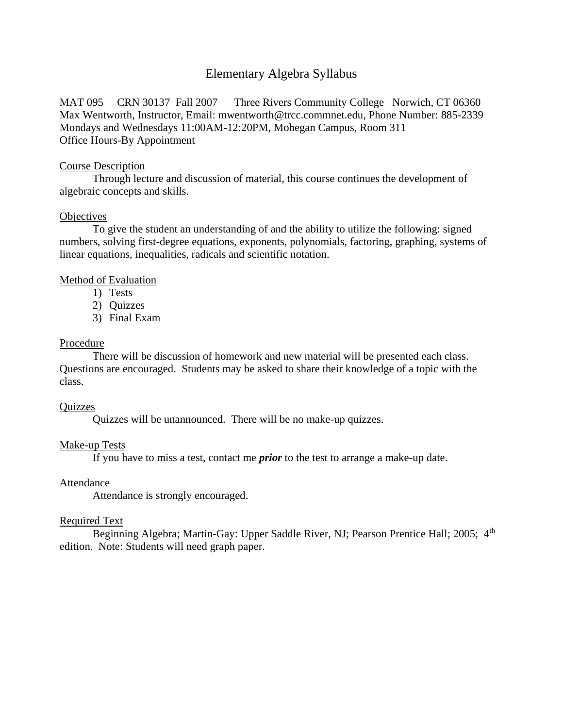# Elementary Algebra Syllabus

MAT 095 CRN 30137 Fall 2007 Three Rivers Community College Norwich, CT 06360
Max Wentworth, Instructor, Email: mwentworth@trcc.commnet.edu, Phone Number: 885-2339
Mondays and Wednesdays 11:00AM-12:20PM, Mohegan Campus, Room 311
Office Hours-By Appointment

## Course Description

Through lecture and discussion of material, this course continues the development of algebraic concepts and skills.

## Objectives

To give the student an understanding of and the ability to utilize the following: signed numbers, solving first-degree equations, exponents, polynomials, factoring, graphing, systems of linear equations, inequalities, radicals and scientific notation.

## Method of Evaluation

1) Tests
2) Quizzes
3) Final Exam

## Procedure

There will be discussion of homework and new material will be presented each class. Questions are encouraged. Students may be asked to share their knowledge of a topic with the class.

## Quizzes

Quizzes will be unannounced. There will be no make-up quizzes.

## Make-up Tests

If you have to miss a test, contact me ***prior*** to the test to arrange a make-up date.

## Attendance

Attendance is strongly encouraged.

## Required Text

Beginning Algebra; Martin-Gay: Upper Saddle River, NJ; Pearson Prentice Hall; 2005; 4th edition. Note: Students will need graph paper.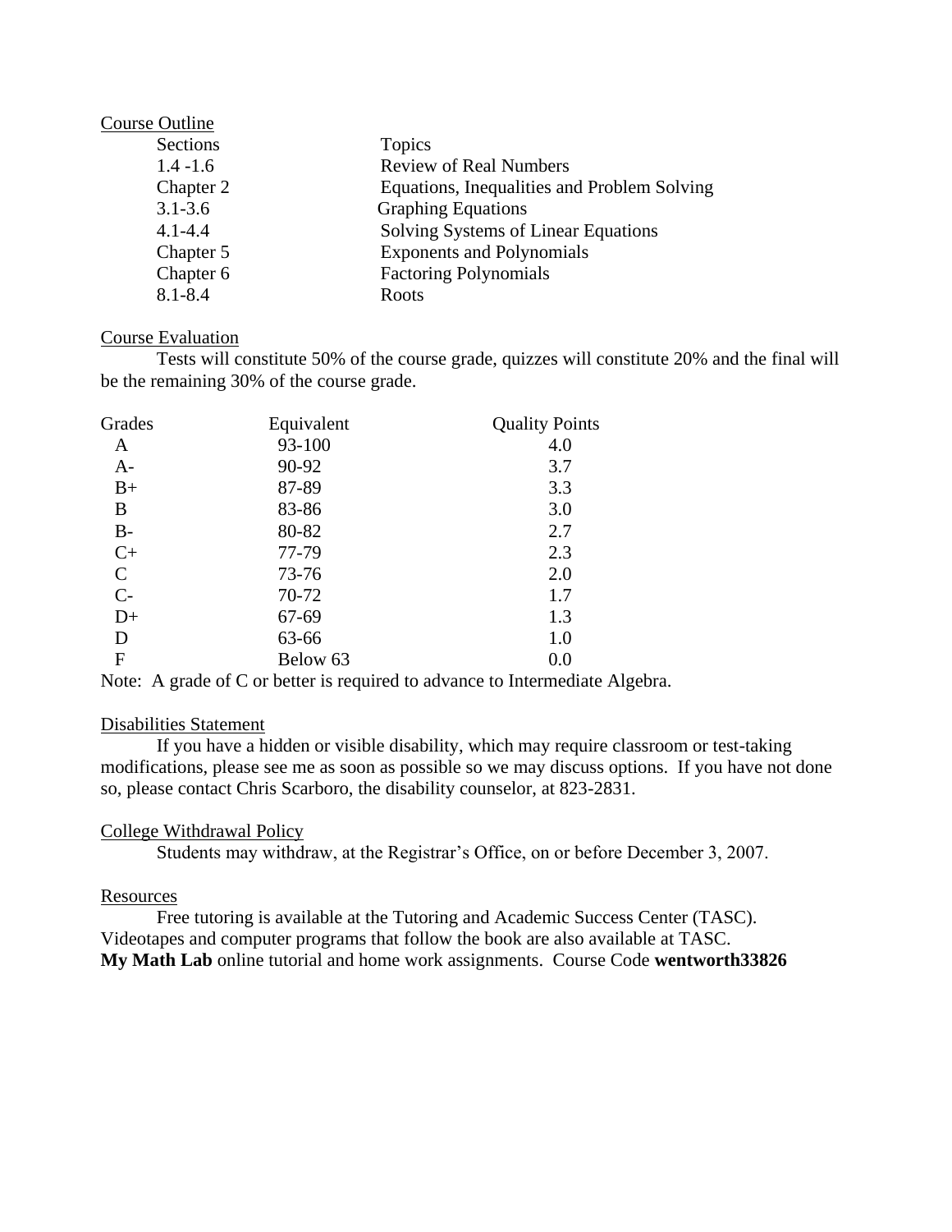## Course Outline

| Sections | Topics |
| --- | --- |
| 1.4 -1.6 | Review of Real Numbers |
| Chapter 2 | Equations, Inequalities and Problem Solving |
| 3.1-3.6 | Graphing Equations |
| 4.1-4.4 | Solving Systems of Linear Equations |
| Chapter 5 | Exponents and Polynomials |
| Chapter 6 | Factoring Polynomials |
| 8.1-8.4 | Roots |

## Course Evaluation

Tests will constitute 50% of the course grade, quizzes will constitute 20% and the final will be the remaining 30% of the course grade.

| Grades | Equivalent | Quality Points |
| --- | --- | --- |
| A | 93-100 | 4.0 |
| A- | 90-92 | 3.7 |
| B+ | 87-89 | 3.3 |
| B | 83-86 | 3.0 |
| B- | 80-82 | 2.7 |
| C+ | 77-79 | 2.3 |
| C | 73-76 | 2.0 |
| C- | 70-72 | 1.7 |
| D+ | 67-69 | 1.3 |
| D | 63-66 | 1.0 |
| F | Below 63 | 0.0 |

Note: A grade of C or better is required to advance to Intermediate Algebra.

## Disabilities Statement

If you have a hidden or visible disability, which may require classroom or test-taking modifications, please see me as soon as possible so we may discuss options. If you have not done so, please contact Chris Scarboro, the disability counselor, at 823-2831.

## College Withdrawal Policy

Students may withdraw, at the Registrar's Office, on or before December 3, 2007.

## Resources

Free tutoring is available at the Tutoring and Academic Success Center (TASC). Videotapes and computer programs that follow the book are also available at TASC.
**My Math Lab** online tutorial and home work assignments. Course Code **wentworth33826**